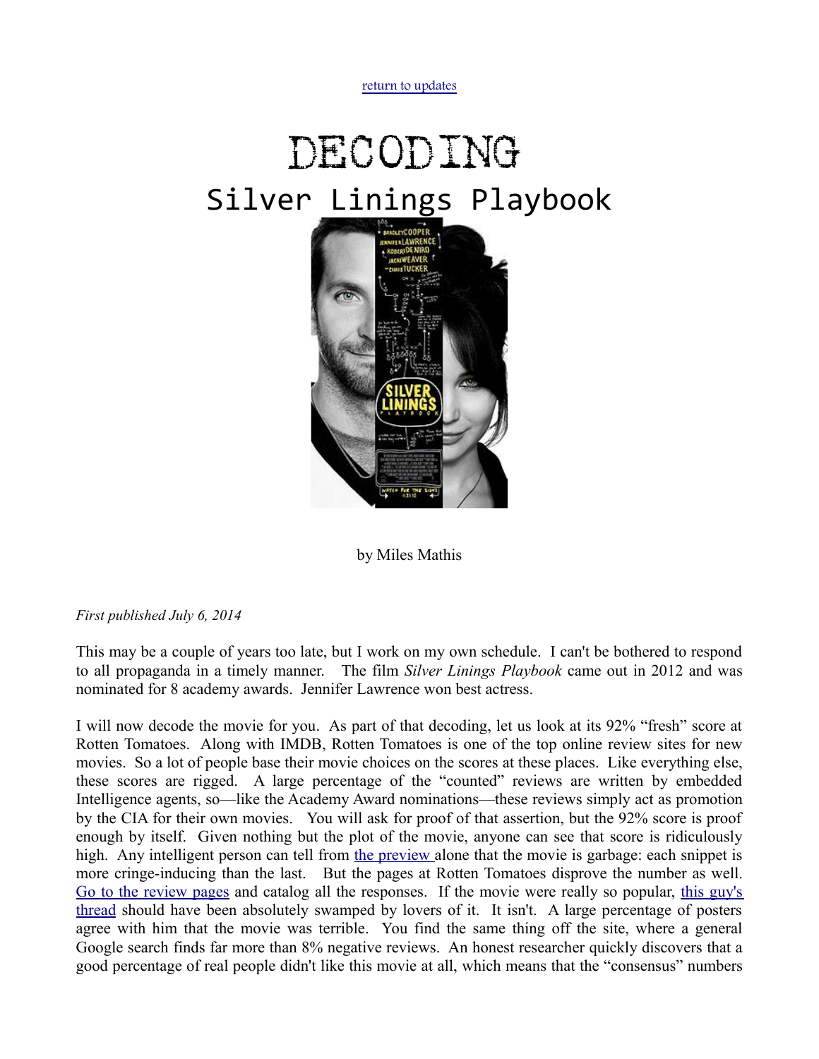return to updates

# DECODING

# Silver Linings Playbook

by Miles Mathis

*First published July 6, 2014*

This may be a couple of years too late, but I work on my own schedule. I can't be bothered to respond to all propaganda in a timely manner. The film *Silver Linings Playbook* came out in 2012 and was nominated for 8 academy awards. Jennifer Lawrence won best actress.

I will now decode the movie for you. As part of that decoding, let us look at its 92% "fresh" score at Rotten Tomatoes. Along with IMDB, Rotten Tomatoes is one of the top online review sites for new movies. So a lot of people base their movie choices on the scores at these places. Like everything else, these scores are rigged. A large percentage of the "counted" reviews are written by embedded Intelligence agents, so—like the Academy Award nominations—these reviews simply act as promotion by the CIA for their own movies. You will ask for proof of that assertion, but the 92% score is proof enough by itself. Given nothing but the plot of the movie, anyone can see that score is ridiculously high. Any intelligent person can tell from the preview alone that the movie is garbage: each snippet is more cringe-inducing than the last. But the pages at Rotten Tomatoes disprove the number as well. Go to the review pages and catalog all the responses. If the movie were really so popular, this guy's thread should have been absolutely swamped by lovers of it. It isn't. A large percentage of posters agree with him that the movie was terrible. You find the same thing off the site, where a general Google search finds far more than 8% negative reviews. An honest researcher quickly discovers that a good percentage of real people didn't like this movie at all, which means that the "consensus" numbers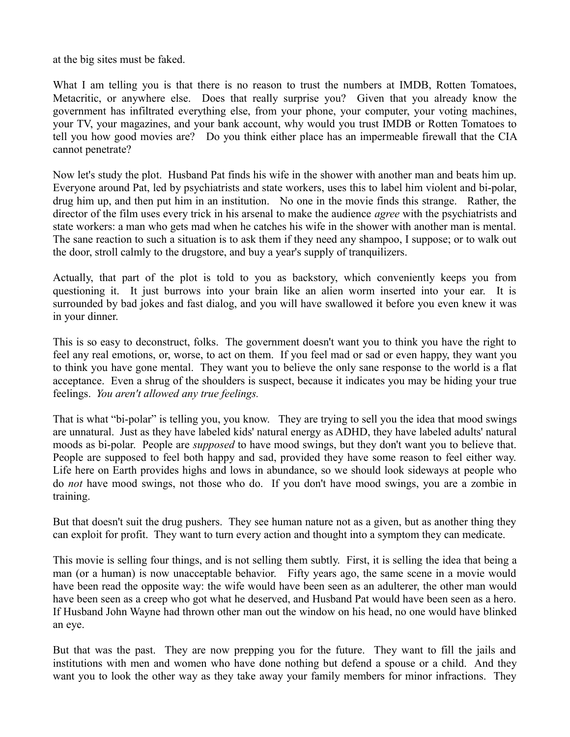at the big sites must be faked.

What I am telling you is that there is no reason to trust the numbers at IMDB, Rotten Tomatoes, Metacritic, or anywhere else. Does that really surprise you? Given that you already know the government has infiltrated everything else, from your phone, your computer, your voting machines, your TV, your magazines, and your bank account, why would you trust IMDB or Rotten Tomatoes to tell you how good movies are? Do you think either place has an impermeable firewall that the CIA cannot penetrate?

Now let's study the plot. Husband Pat finds his wife in the shower with another man and beats him up. Everyone around Pat, led by psychiatrists and state workers, uses this to label him violent and bi-polar, drug him up, and then put him in an institution. No one in the movie finds this strange. Rather, the director of the film uses every trick in his arsenal to make the audience *agree* with the psychiatrists and state workers: a man who gets mad when he catches his wife in the shower with another man is mental. The sane reaction to such a situation is to ask them if they need any shampoo, I suppose; or to walk out the door, stroll calmly to the drugstore, and buy a year's supply of tranquilizers.

Actually, that part of the plot is told to you as backstory, which conveniently keeps you from questioning it. It just burrows into your brain like an alien worm inserted into your ear. It is surrounded by bad jokes and fast dialog, and you will have swallowed it before you even knew it was in your dinner.

This is so easy to deconstruct, folks. The government doesn't want you to think you have the right to feel any real emotions, or, worse, to act on them. If you feel mad or sad or even happy, they want you to think you have gone mental. They want you to believe the only sane response to the world is a flat acceptance. Even a shrug of the shoulders is suspect, because it indicates you may be hiding your true feelings. *You aren't allowed any true feelings.*

That is what "bi-polar" is telling you, you know. They are trying to sell you the idea that mood swings are unnatural. Just as they have labeled kids' natural energy as ADHD, they have labeled adults' natural moods as bi-polar. People are *supposed* to have mood swings, but they don't want you to believe that. People are supposed to feel both happy and sad, provided they have some reason to feel either way. Life here on Earth provides highs and lows in abundance, so we should look sideways at people who do *not* have mood swings, not those who do. If you don't have mood swings, you are a zombie in training.

But that doesn't suit the drug pushers. They see human nature not as a given, but as another thing they can exploit for profit. They want to turn every action and thought into a symptom they can medicate.

This movie is selling four things, and is not selling them subtly. First, it is selling the idea that being a man (or a human) is now unacceptable behavior. Fifty years ago, the same scene in a movie would have been read the opposite way: the wife would have been seen as an adulterer, the other man would have been seen as a creep who got what he deserved, and Husband Pat would have been seen as a hero. If Husband John Wayne had thrown other man out the window on his head, no one would have blinked an eye.

But that was the past. They are now prepping you for the future. They want to fill the jails and institutions with men and women who have done nothing but defend a spouse or a child. And they want you to look the other way as they take away your family members for minor infractions. They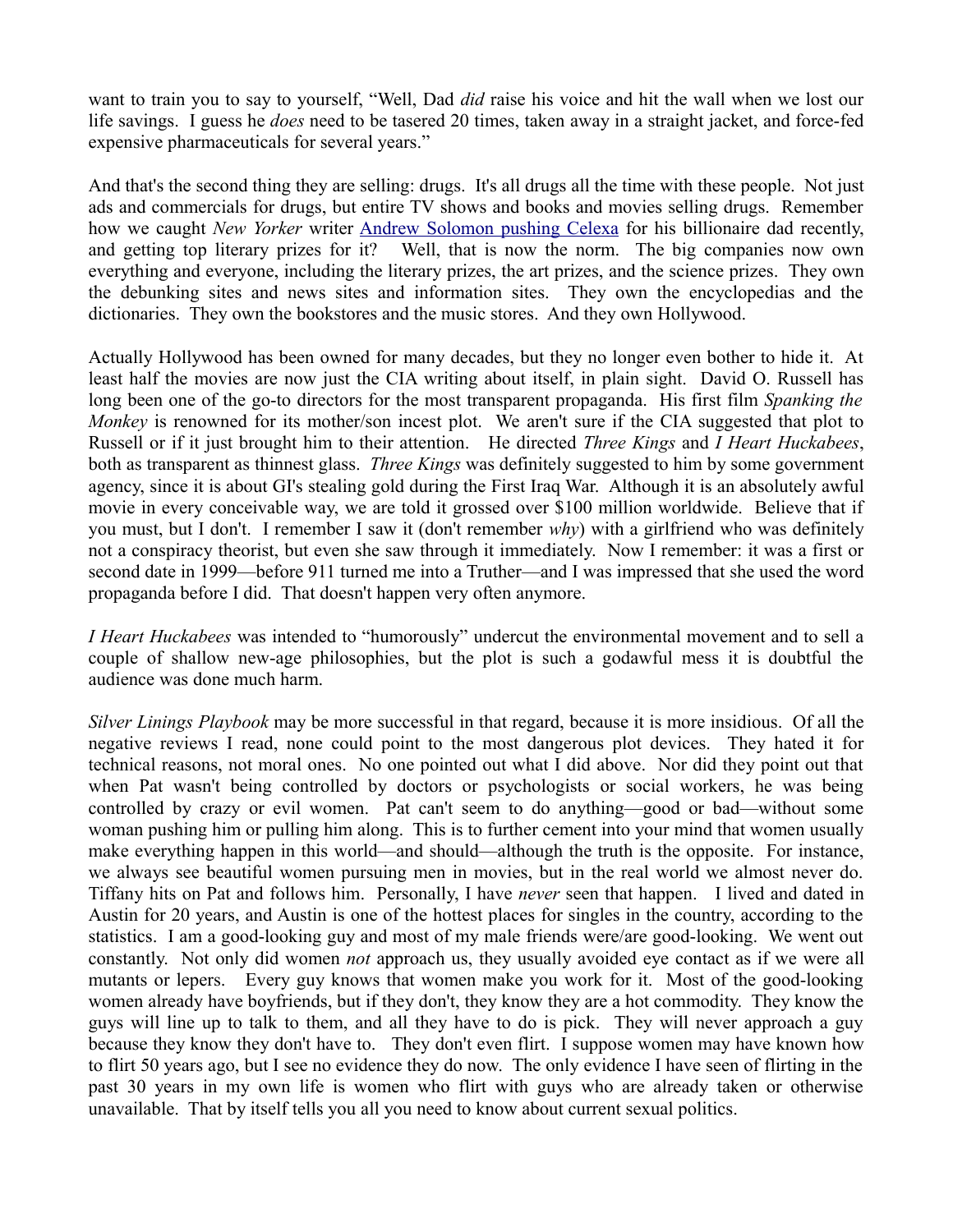want to train you to say to yourself, "Well, Dad *did* raise his voice and hit the wall when we lost our life savings. I guess he *does* need to be tasered 20 times, taken away in a straight jacket, and force-fed expensive pharmaceuticals for several years."

And that's the second thing they are selling: drugs. It's all drugs all the time with these people. Not just ads and commercials for drugs, but entire TV shows and books and movies selling drugs. Remember how we caught *New Yorker* writer [Andrew Solomon pushing Celexa](#) for his billionaire dad recently, and getting top literary prizes for it? Well, that is now the norm. The big companies now own everything and everyone, including the literary prizes, the art prizes, and the science prizes. They own the debunking sites and news sites and information sites. They own the encyclopedias and the dictionaries. They own the bookstores and the music stores. And they own Hollywood.

Actually Hollywood has been owned for many decades, but they no longer even bother to hide it. At least half the movies are now just the CIA writing about itself, in plain sight. David O. Russell has long been one of the go-to directors for the most transparent propaganda. His first film *Spanking the Monkey* is renowned for its mother/son incest plot. We aren't sure if the CIA suggested that plot to Russell or if it just brought him to their attention. He directed *Three Kings* and *I Heart Huckabees*, both as transparent as thinnest glass. *Three Kings* was definitely suggested to him by some government agency, since it is about GI's stealing gold during the First Iraq War. Although it is an absolutely awful movie in every conceivable way, we are told it grossed over $100 million worldwide. Believe that if you must, but I don't. I remember I saw it (don't remember *why*) with a girlfriend who was definitely not a conspiracy theorist, but even she saw through it immediately. Now I remember: it was a first or second date in 1999—before 911 turned me into a Truther—and I was impressed that she used the word propaganda before I did. That doesn't happen very often anymore.

*I Heart Huckabees* was intended to "humorously" undercut the environmental movement and to sell a couple of shallow new-age philosophies, but the plot is such a godawful mess it is doubtful the audience was done much harm.

*Silver Linings Playbook* may be more successful in that regard, because it is more insidious. Of all the negative reviews I read, none could point to the most dangerous plot devices. They hated it for technical reasons, not moral ones. No one pointed out what I did above. Nor did they point out that when Pat wasn't being controlled by doctors or psychologists or social workers, he was being controlled by crazy or evil women. Pat can't seem to do anything—good or bad—without some woman pushing him or pulling him along. This is to further cement into your mind that women usually make everything happen in this world—and should—although the truth is the opposite. For instance, we always see beautiful women pursuing men in movies, but in the real world we almost never do. Tiffany hits on Pat and follows him. Personally, I have *never* seen that happen. I lived and dated in Austin for 20 years, and Austin is one of the hottest places for singles in the country, according to the statistics. I am a good-looking guy and most of my male friends were/are good-looking. We went out constantly. Not only did women *not* approach us, they usually avoided eye contact as if we were all mutants or lepers. Every guy knows that women make you work for it. Most of the good-looking women already have boyfriends, but if they don't, they know they are a hot commodity. They know the guys will line up to talk to them, and all they have to do is pick. They will never approach a guy because they know they don't have to. They don't even flirt. I suppose women may have known how to flirt 50 years ago, but I see no evidence they do now. The only evidence I have seen of flirting in the past 30 years in my own life is women who flirt with guys who are already taken or otherwise unavailable. That by itself tells you all you need to know about current sexual politics.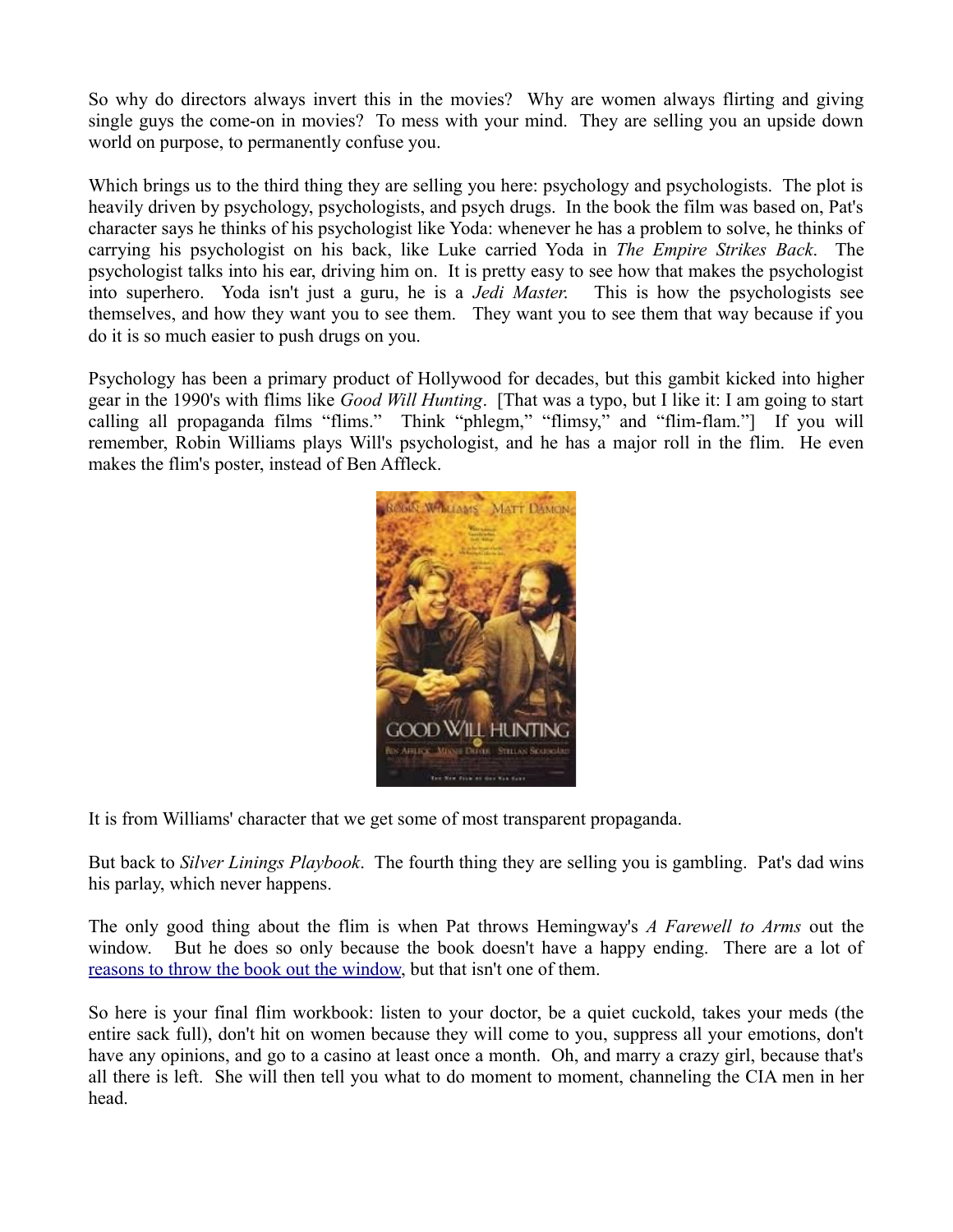So why do directors always invert this in the movies? Why are women always flirting and giving single guys the come-on in movies? To mess with your mind. They are selling you an upside down world on purpose, to permanently confuse you.

Which brings us to the third thing they are selling you here: psychology and psychologists. The plot is heavily driven by psychology, psychologists, and psych drugs. In the book the film was based on, Pat's character says he thinks of his psychologist like Yoda: whenever he has a problem to solve, he thinks of carrying his psychologist on his back, like Luke carried Yoda in *The Empire Strikes Back*. The psychologist talks into his ear, driving him on. It is pretty easy to see how that makes the psychologist into superhero. Yoda isn't just a guru, he is a *Jedi Master.* This is how the psychologists see themselves, and how they want you to see them. They want you to see them that way because if you do it is so much easier to push drugs on you.

Psychology has been a primary product of Hollywood for decades, but this gambit kicked into higher gear in the 1990's with flims like *Good Will Hunting*. [That was a typo, but I like it: I am going to start calling all propaganda films "flims." Think "phlegm," "flimsy," and "flim-flam."] If you will remember, Robin Williams plays Will's psychologist, and he has a major roll in the flim. He even makes the flim's poster, instead of Ben Affleck.

It is from Williams' character that we get some of most transparent propaganda.

But back to *Silver Linings Playbook*. The fourth thing they are selling you is gambling. Pat's dad wins his parlay, which never happens.

The only good thing about the flim is when Pat throws Hemingway's *A Farewell to Arms* out the window. But he does so only because the book doesn't have a happy ending. There are a lot of reasons to throw the book out the window, but that isn't one of them.

So here is your final flim workbook: listen to your doctor, be a quiet cuckold, takes your meds (the entire sack full), don't hit on women because they will come to you, suppress all your emotions, don't have any opinions, and go to a casino at least once a month. Oh, and marry a crazy girl, because that's all there is left. She will then tell you what to do moment to moment, channeling the CIA men in her head.